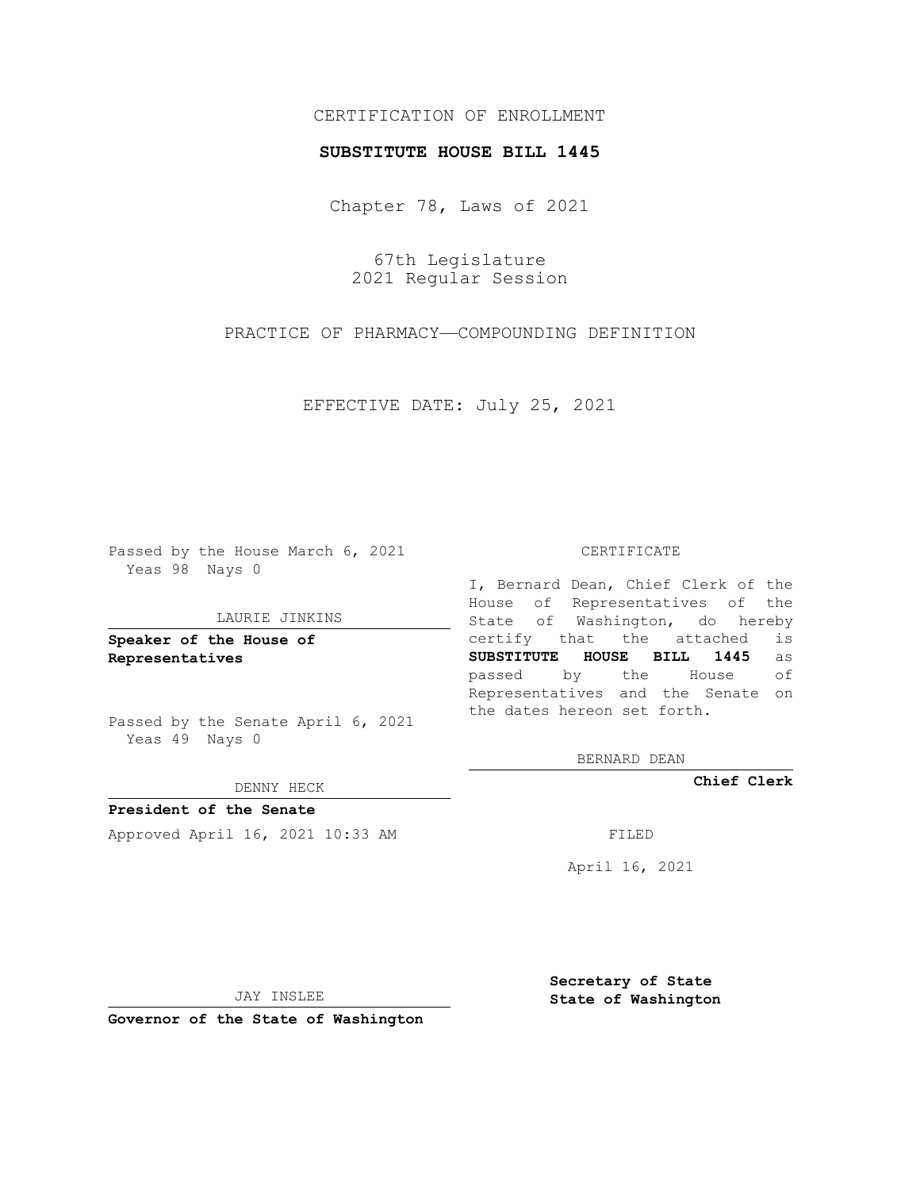CERTIFICATION OF ENROLLMENT

**SUBSTITUTE HOUSE BILL 1445**

Chapter 78, Laws of 2021

67th Legislature
2021 Regular Session

PRACTICE OF PHARMACY—COMPOUNDING DEFINITION

EFFECTIVE DATE: July 25, 2021

Passed by the House March 6, 2021
Yeas 98 Nays 0

LAURIE JINKINS

**Speaker of the House of Representatives**

Passed by the Senate April 6, 2021
Yeas 49 Nays 0

DENNY HECK

**President of the Senate**

Approved April 16, 2021 10:33 AM

JAY INSLEE

**Governor of the State of Washington**

CERTIFICATE

I, Bernard Dean, Chief Clerk of the House of Representatives of the State of Washington, do hereby certify that the attached is **SUBSTITUTE HOUSE BILL 1445** as passed by the House of Representatives and the Senate on the dates hereon set forth.

BERNARD DEAN

**Chief Clerk**

FILED

April 16, 2021

**Secretary of State**
**State of Washington**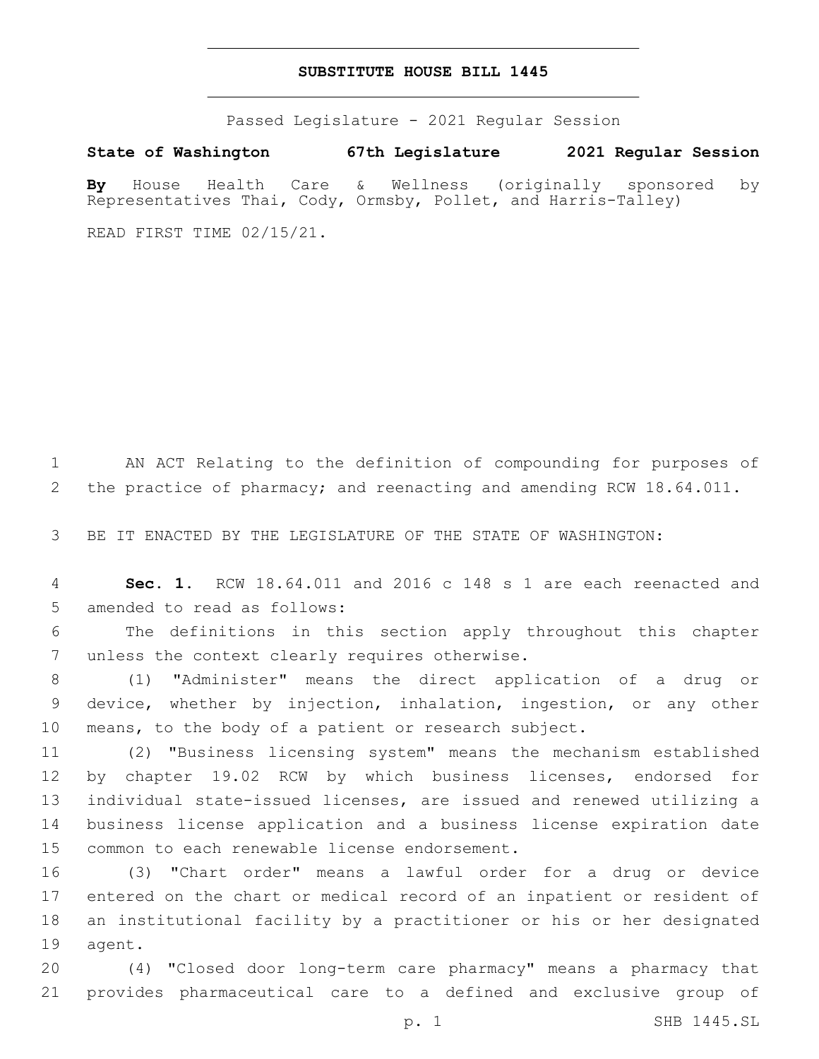# SUBSTITUTE HOUSE BILL 1445

Passed Legislature - 2021 Regular Session

**State of Washington 67th Legislature 2021 Regular Session**

**By** House Health Care & Wellness (originally sponsored by Representatives Thai, Cody, Ormsby, Pollet, and Harris-Talley)

READ FIRST TIME 02/15/21.

AN ACT Relating to the definition of compounding for purposes of the practice of pharmacy; and reenacting and amending RCW 18.64.011.

BE IT ENACTED BY THE LEGISLATURE OF THE STATE OF WASHINGTON:

**Sec. 1.** RCW 18.64.011 and 2016 c 148 s 1 are each reenacted and amended to read as follows:

The definitions in this section apply throughout this chapter unless the context clearly requires otherwise.

(1) "Administer" means the direct application of a drug or device, whether by injection, inhalation, ingestion, or any other means, to the body of a patient or research subject.

(2) "Business licensing system" means the mechanism established by chapter 19.02 RCW by which business licenses, endorsed for individual state-issued licenses, are issued and renewed utilizing a business license application and a business license expiration date common to each renewable license endorsement.

(3) "Chart order" means a lawful order for a drug or device entered on the chart or medical record of an inpatient or resident of an institutional facility by a practitioner or his or her designated agent.

(4) "Closed door long-term care pharmacy" means a pharmacy that provides pharmaceutical care to a defined and exclusive group of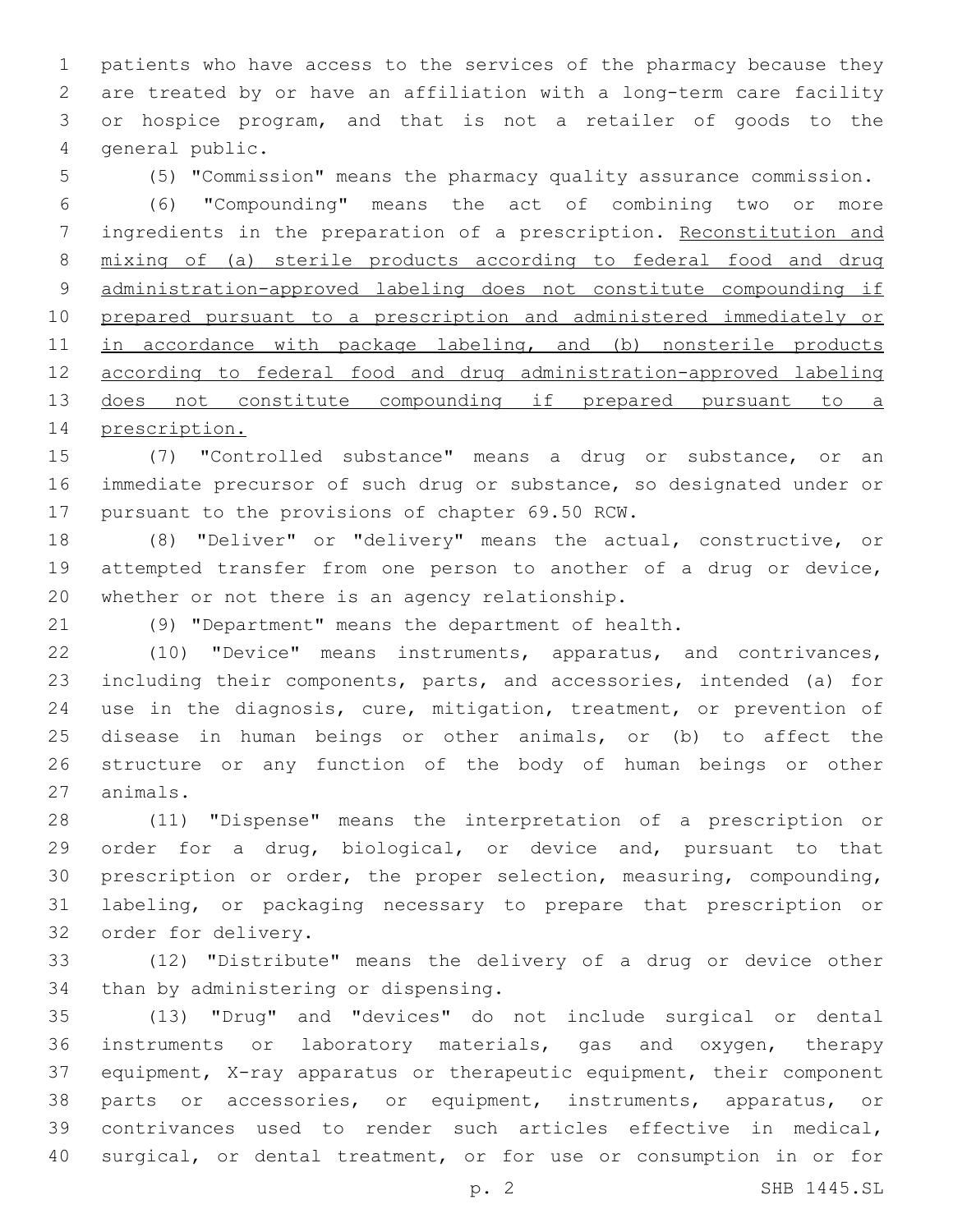patients who have access to the services of the pharmacy because they are treated by or have an affiliation with a long-term care facility or hospice program, and that is not a retailer of goods to the general public.

(5) "Commission" means the pharmacy quality assurance commission.

(6) "Compounding" means the act of combining two or more ingredients in the preparation of a prescription. <u>Reconstitution and mixing of (a) sterile products according to federal food and drug administration-approved labeling does not constitute compounding if prepared pursuant to a prescription and administered immediately or in accordance with package labeling, and (b) nonsterile products according to federal food and drug administration-approved labeling does not constitute compounding if prepared pursuant to a prescription.</u>

(7) "Controlled substance" means a drug or substance, or an immediate precursor of such drug or substance, so designated under or pursuant to the provisions of chapter 69.50 RCW.

(8) "Deliver" or "delivery" means the actual, constructive, or attempted transfer from one person to another of a drug or device, whether or not there is an agency relationship.

(9) "Department" means the department of health.

(10) "Device" means instruments, apparatus, and contrivances, including their components, parts, and accessories, intended (a) for use in the diagnosis, cure, mitigation, treatment, or prevention of disease in human beings or other animals, or (b) to affect the structure or any function of the body of human beings or other animals.

(11) "Dispense" means the interpretation of a prescription or order for a drug, biological, or device and, pursuant to that prescription or order, the proper selection, measuring, compounding, labeling, or packaging necessary to prepare that prescription or order for delivery.

(12) "Distribute" means the delivery of a drug or device other than by administering or dispensing.

(13) "Drug" and "devices" do not include surgical or dental instruments or laboratory materials, gas and oxygen, therapy equipment, X-ray apparatus or therapeutic equipment, their component parts or accessories, or equipment, instruments, apparatus, or contrivances used to render such articles effective in medical, surgical, or dental treatment, or for use or consumption in or for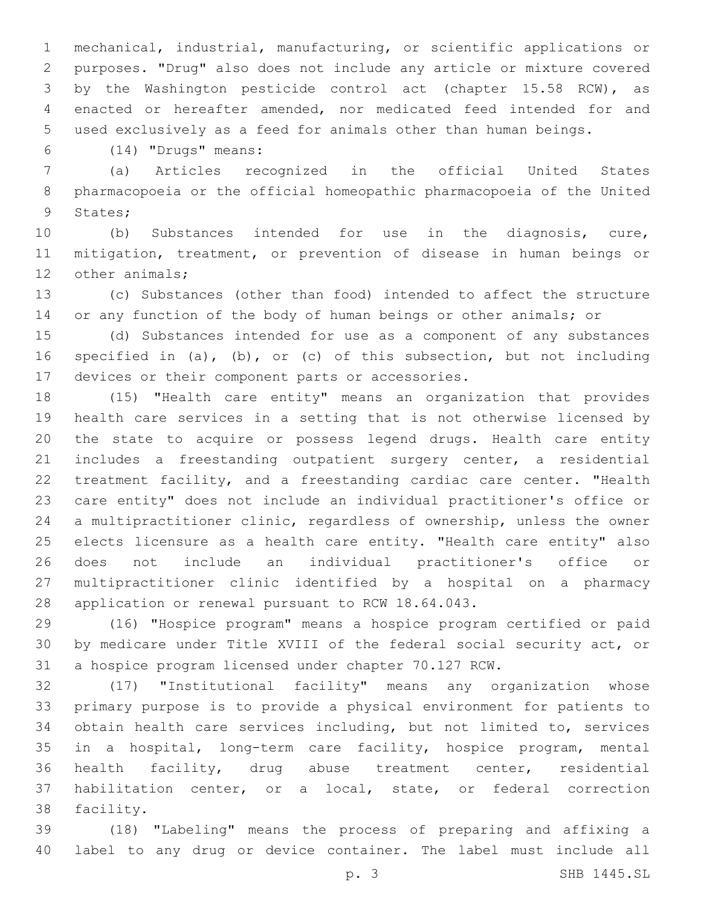mechanical, industrial, manufacturing, or scientific applications or purposes. "Drug" also does not include any article or mixture covered by the Washington pesticide control act (chapter 15.58 RCW), as enacted or hereafter amended, nor medicated feed intended for and used exclusively as a feed for animals other than human beings.

(14) "Drugs" means:

(a) Articles recognized in the official United States pharmacopoeia or the official homeopathic pharmacopoeia of the United States;

(b) Substances intended for use in the diagnosis, cure, mitigation, treatment, or prevention of disease in human beings or other animals;

(c) Substances (other than food) intended to affect the structure or any function of the body of human beings or other animals; or

(d) Substances intended for use as a component of any substances specified in (a), (b), or (c) of this subsection, but not including devices or their component parts or accessories.

(15) "Health care entity" means an organization that provides health care services in a setting that is not otherwise licensed by the state to acquire or possess legend drugs. Health care entity includes a freestanding outpatient surgery center, a residential treatment facility, and a freestanding cardiac care center. "Health care entity" does not include an individual practitioner's office or a multipractitioner clinic, regardless of ownership, unless the owner elects licensure as a health care entity. "Health care entity" also does not include an individual practitioner's office or multipractitioner clinic identified by a hospital on a pharmacy application or renewal pursuant to RCW 18.64.043.

(16) "Hospice program" means a hospice program certified or paid by medicare under Title XVIII of the federal social security act, or a hospice program licensed under chapter 70.127 RCW.

(17) "Institutional facility" means any organization whose primary purpose is to provide a physical environment for patients to obtain health care services including, but not limited to, services in a hospital, long-term care facility, hospice program, mental health facility, drug abuse treatment center, residential habilitation center, or a local, state, or federal correction facility.

(18) "Labeling" means the process of preparing and affixing a label to any drug or device container. The label must include all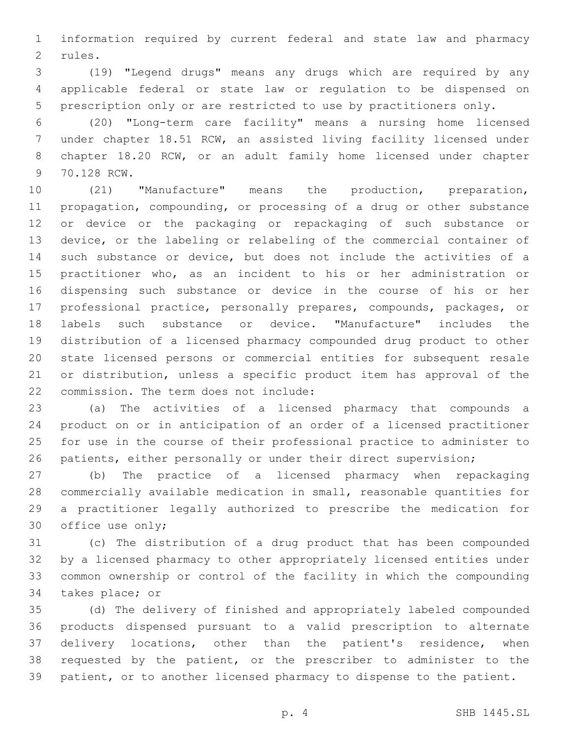information required by current federal and state law and pharmacy rules.

(19) "Legend drugs" means any drugs which are required by any applicable federal or state law or regulation to be dispensed on prescription only or are restricted to use by practitioners only.

(20) "Long-term care facility" means a nursing home licensed under chapter 18.51 RCW, an assisted living facility licensed under chapter 18.20 RCW, or an adult family home licensed under chapter 70.128 RCW.

(21) "Manufacture" means the production, preparation, propagation, compounding, or processing of a drug or other substance or device or the packaging or repackaging of such substance or device, or the labeling or relabeling of the commercial container of such substance or device, but does not include the activities of a practitioner who, as an incident to his or her administration or dispensing such substance or device in the course of his or her professional practice, personally prepares, compounds, packages, or labels such substance or device. "Manufacture" includes the distribution of a licensed pharmacy compounded drug product to other state licensed persons or commercial entities for subsequent resale or distribution, unless a specific product item has approval of the commission. The term does not include:

(a) The activities of a licensed pharmacy that compounds a product on or in anticipation of an order of a licensed practitioner for use in the course of their professional practice to administer to patients, either personally or under their direct supervision;

(b) The practice of a licensed pharmacy when repackaging commercially available medication in small, reasonable quantities for a practitioner legally authorized to prescribe the medication for office use only;

(c) The distribution of a drug product that has been compounded by a licensed pharmacy to other appropriately licensed entities under common ownership or control of the facility in which the compounding takes place; or

(d) The delivery of finished and appropriately labeled compounded products dispensed pursuant to a valid prescription to alternate delivery locations, other than the patient's residence, when requested by the patient, or the prescriber to administer to the patient, or to another licensed pharmacy to dispense to the patient.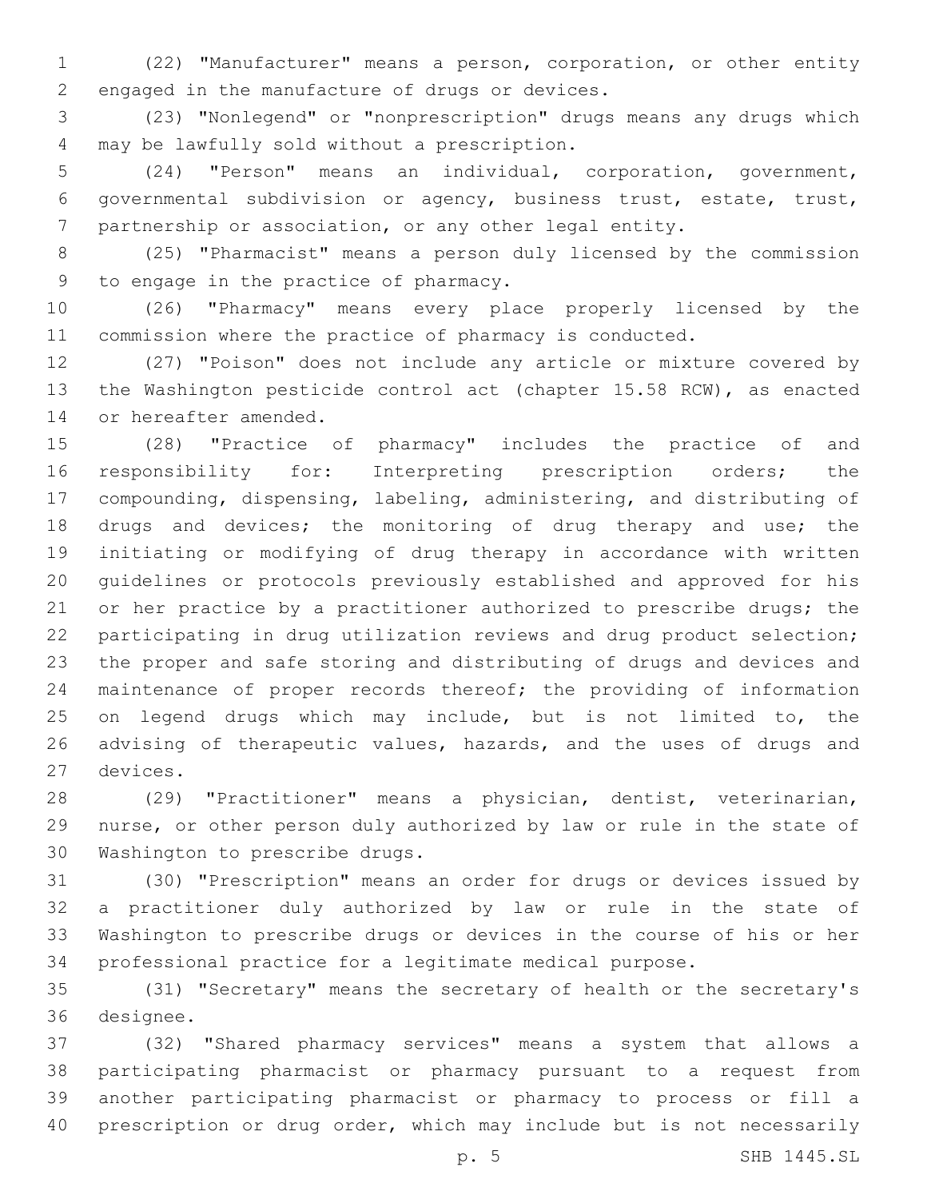(22) "Manufacturer" means a person, corporation, or other entity engaged in the manufacture of drugs or devices.

(23) "Nonlegend" or "nonprescription" drugs means any drugs which may be lawfully sold without a prescription.

(24) "Person" means an individual, corporation, government, governmental subdivision or agency, business trust, estate, trust, partnership or association, or any other legal entity.

(25) "Pharmacist" means a person duly licensed by the commission to engage in the practice of pharmacy.

(26) "Pharmacy" means every place properly licensed by the commission where the practice of pharmacy is conducted.

(27) "Poison" does not include any article or mixture covered by the Washington pesticide control act (chapter 15.58 RCW), as enacted or hereafter amended.

(28) "Practice of pharmacy" includes the practice of and responsibility for: Interpreting prescription orders; the compounding, dispensing, labeling, administering, and distributing of drugs and devices; the monitoring of drug therapy and use; the initiating or modifying of drug therapy in accordance with written guidelines or protocols previously established and approved for his or her practice by a practitioner authorized to prescribe drugs; the participating in drug utilization reviews and drug product selection; the proper and safe storing and distributing of drugs and devices and maintenance of proper records thereof; the providing of information on legend drugs which may include, but is not limited to, the advising of therapeutic values, hazards, and the uses of drugs and devices.

(29) "Practitioner" means a physician, dentist, veterinarian, nurse, or other person duly authorized by law or rule in the state of Washington to prescribe drugs.

(30) "Prescription" means an order for drugs or devices issued by a practitioner duly authorized by law or rule in the state of Washington to prescribe drugs or devices in the course of his or her professional practice for a legitimate medical purpose.

(31) "Secretary" means the secretary of health or the secretary's designee.

(32) "Shared pharmacy services" means a system that allows a participating pharmacist or pharmacy pursuant to a request from another participating pharmacist or pharmacy to process or fill a prescription or drug order, which may include but is not necessarily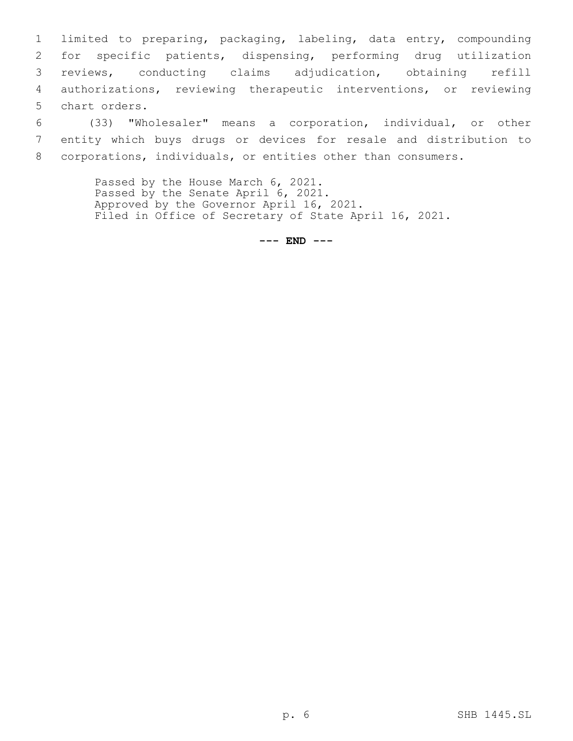limited to preparing, packaging, labeling, data entry, compounding for specific patients, dispensing, performing drug utilization reviews, conducting claims adjudication, obtaining refill authorizations, reviewing therapeutic interventions, or reviewing chart orders.

(33) "Wholesaler" means a corporation, individual, or other entity which buys drugs or devices for resale and distribution to corporations, individuals, or entities other than consumers.

Passed by the House March 6, 2021.
Passed by the Senate April 6, 2021.
Approved by the Governor April 16, 2021.
Filed in Office of Secretary of State April 16, 2021.

**--- END ---**